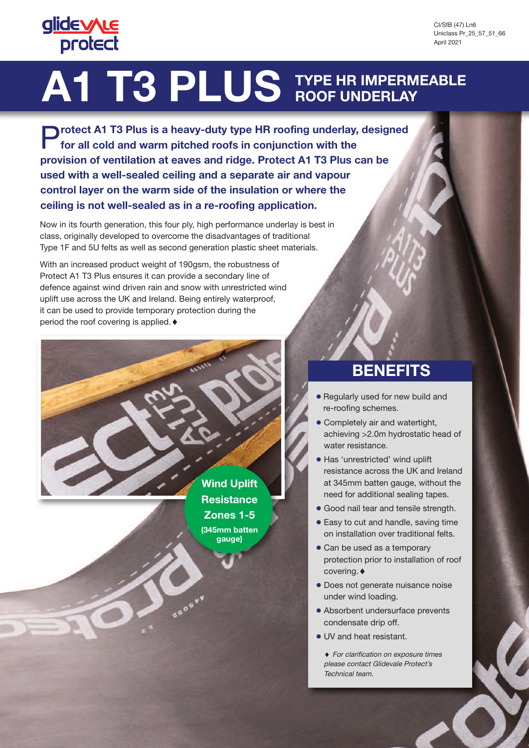CI/SfB (47) Ln6
Uniclass Pr_25_57_51_66
April 2021

# A1 T3 PLUS TYPE HR IMPERMEABLE ROOF UNDERLAY

**Protect A1 T3 Plus is a heavy-duty type HR roofing underlay, designed for all cold and warm pitched roofs in conjunction with the provision of ventilation at eaves and ridge. Protect A1 T3 Plus can be used with a well-sealed ceiling and a separate air and vapour control layer on the warm side of the insulation or where the ceiling is not well-sealed as in a re-roofing application.**

Now in its fourth generation, this four ply, high performance underlay is best in class, originally developed to overcome the disadvantages of traditional Type 1F and 5U felts as well as second generation plastic sheet materials.

With an increased product weight of 190gsm, the robustness of Protect A1 T3 Plus ensures it can provide a secondary line of defence against wind driven rain and snow with unrestricted wind uplift use across the UK and Ireland. Being entirely waterproof, it can be used to provide temporary protection during the period the roof covering is applied.♦

**Wind Uplift Resistance Zones 1-5**
**(345mm batten gauge)**

## BENEFITS

- Regularly used for new build and re-roofing schemes.
- Completely air and watertight, achieving >2.0m hydrostatic head of water resistance.
- Has 'unrestricted' wind uplift resistance across the UK and Ireland at 345mm batten gauge, without the need for additional sealing tapes.
- Good nail tear and tensile strength.
- Easy to cut and handle, saving time on installation over traditional felts.
- Can be used as a temporary protection prior to installation of roof covering.♦
- Does not generate nuisance noise under wind loading.
- Absorbent undersurface prevents condensate drip off.
- UV and heat resistant.

♦ *For clarification on exposure times please contact Glidevale Protect's Technical team.*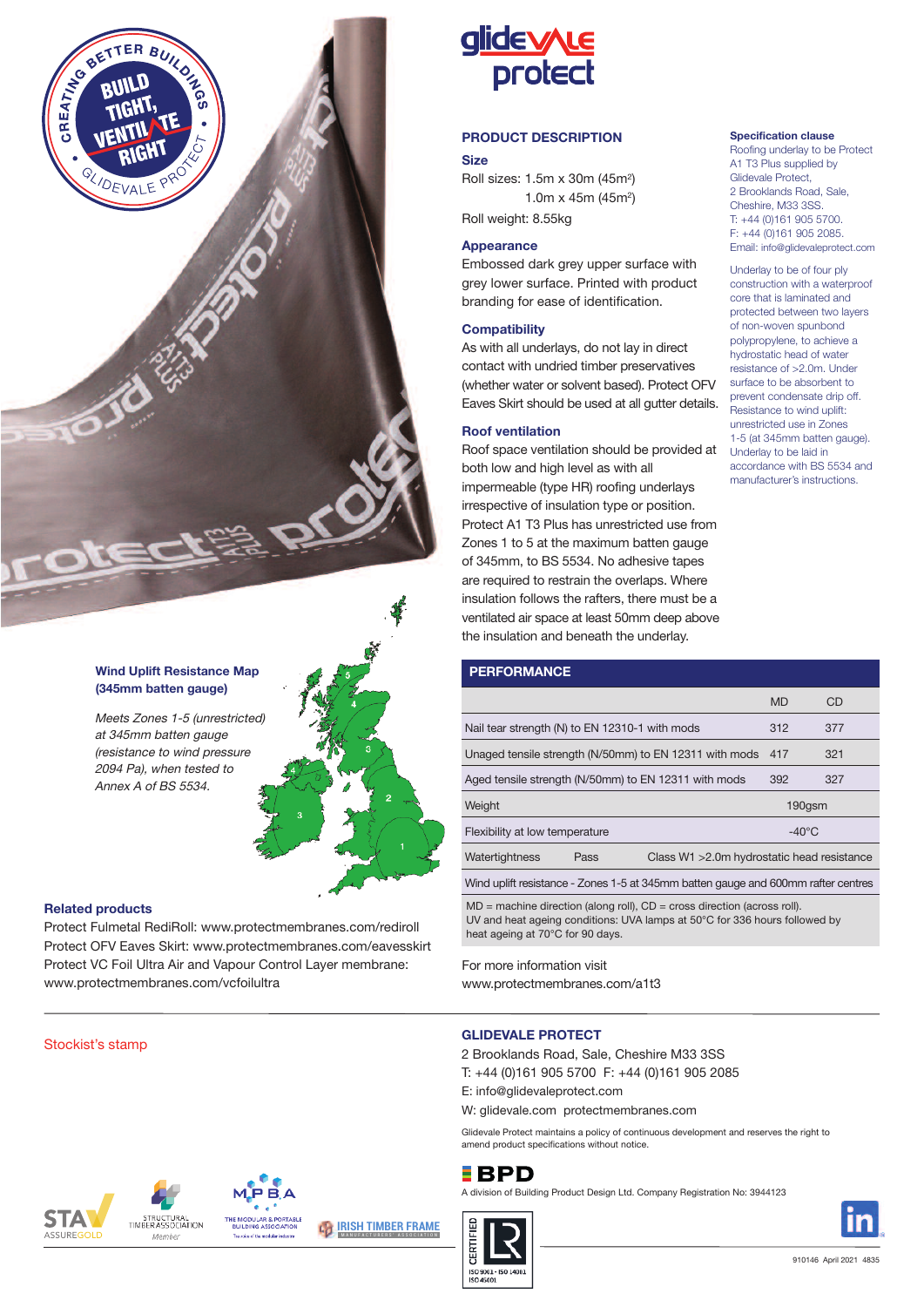# glidevale protect

## PRODUCT DESCRIPTION

### Size

Roll sizes: 1.5m x 30m (45m$^2$)
1.0m x 45m (45m$^2$)

Roll weight: 8.55kg

### Appearance

Embossed dark grey upper surface with grey lower surface. Printed with product branding for ease of identification.

### Compatibility

As with all underlays, do not lay in direct contact with undried timber preservatives (whether water or solvent based). Protect OFV Eaves Skirt should be used at all gutter details.

### Roof ventilation

Roof space ventilation should be provided at both low and high level as with all impermeable (type HR) roofing underlays irrespective of insulation type or position. Protect A1 T3 Plus has unrestricted use from Zones 1 to 5 at the maximum batten gauge of 345mm, to BS 5534. No adhesive tapes are required to restrain the overlaps. Where insulation follows the rafters, there must be a ventilated air space at least 50mm deep above the insulation and beneath the underlay.

### Specification clause

Roofing underlay to be Protect A1 T3 Plus supplied by Glidevale Protect, 2 Brooklands Road, Sale, Cheshire, M33 3SS.
T: +44 (0)161 905 5700.
F: +44 (0)161 905 2085.
Email: info@glidevaleprotect.com

Underlay to be of four ply construction with a waterproof core that is laminated and protected between two layers of non-woven spunbond polypropylene, to achieve a hydrostatic head of water resistance of >2.0m. Under surface to be absorbent to prevent condensate drip off. Resistance to wind uplift: unrestricted use in Zones 1-5 (at 345mm batten gauge). Underlay to be laid in accordance with BS 5534 and manufacturer's instructions.

## PERFORMANCE

| | MD | CD |
|---|---|---|
| Nail tear strength (N) to EN 12310-1 with mods | 312 | 377 |
| Unaged tensile strength (N/50mm) to EN 12311 with mods | 417 | 321 |
| Aged tensile strength (N/50mm) to EN 12311 with mods | 392 | 327 |
| Weight | 190gsm | |
| Flexibility at low temperature | -40°C | |
| Watertightness — Pass | Class W1 >2.0m hydrostatic head resistance | |
| Wind uplift resistance - Zones 1-5 at 345mm batten gauge and 600mm rafter centres | | |

MD = machine direction (along roll), CD = cross direction (across roll).
UV and heat ageing conditions: UVA lamps at 50°C for 336 hours followed by heat ageing at 70°C for 90 days.

For more information visit
www.protectmembranes.com/a1t3

### Wind Uplift Resistance Map (345mm batten gauge)

*Meets Zones 1-5 (unrestricted) at 345mm batten gauge (resistance to wind pressure 2094 Pa), when tested to Annex A of BS 5534.*

5
4
3
4
3
2
1

### Related products

Protect Fulmetal RediRoll: www.protectmembranes.com/rediroll
Protect OFV Eaves Skirt: www.protectmembranes.com/eavesskirt
Protect VC Foil Ultra Air and Vapour Control Layer membrane: www.protectmembranes.com/vcfoilultra

Stockist's stamp

## GLIDEVALE PROTECT

2 Brooklands Road, Sale, Cheshire M33 3SS
T: +44 (0)161 905 5700 F: +44 (0)161 905 2085
E: info@glidevaleprotect.com
W: glidevale.com protectmembranes.com

Glidevale Protect maintains a policy of continuous development and reserves the right to amend product specifications without notice.

BPD
A division of Building Product Design Ltd. Company Registration No: 3944123

910146 April 2021 4835